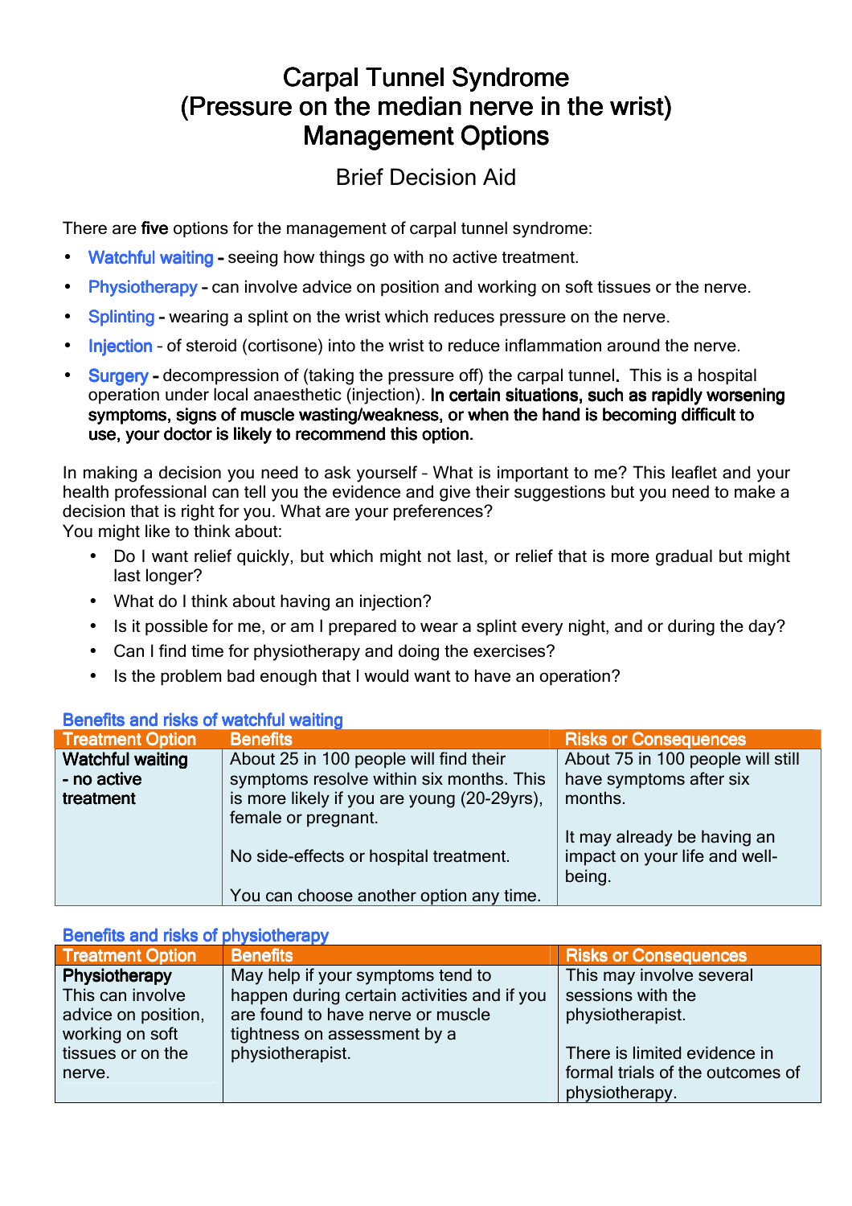# Carpal Tunnel Syndrome
# (Pressure on the median nerve in the wrist)
# Management Options

## Brief Decision Aid

There are **five** options for the management of carpal tunnel syndrome:

- **Watchful waiting** - seeing how things go with no active treatment.
- **Physiotherapy** - can involve advice on position and working on soft tissues or the nerve.
- **Splinting** - wearing a splint on the wrist which reduces pressure on the nerve.
- **Injection** – of steroid (cortisone) into the wrist to reduce inflammation around the nerve.
- **Surgery** - decompression of (taking the pressure off) the carpal tunnel. This is a hospital operation under local anaesthetic (injection). **In certain situations, such as rapidly worsening symptoms, signs of muscle wasting/weakness, or when the hand is becoming difficult to use, your doctor is likely to recommend this option.**

In making a decision you need to ask yourself – What is important to me? This leaflet and your health professional can tell you the evidence and give their suggestions but you need to make a decision that is right for you. What are your preferences?
You might like to think about:

- Do I want relief quickly, but which might not last, or relief that is more gradual but might last longer?
- What do I think about having an injection?
- Is it possible for me, or am I prepared to wear a splint every night, and or during the day?
- Can I find time for physiotherapy and doing the exercises?
- Is the problem bad enough that I would want to have an operation?

### Benefits and risks of watchful waiting

| Treatment Option | Benefits | Risks or Consequences |
|---|---|---|
| **Watchful waiting - no active treatment** | About 25 in 100 people will find their symptoms resolve within six months. This is more likely if you are young (20-29yrs), female or pregnant.<br><br>No side-effects or hospital treatment.<br><br>You can choose another option any time. | About 75 in 100 people will still have symptoms after six months.<br><br>It may already be having an impact on your life and well-being. |

### Benefits and risks of physiotherapy

| Treatment Option | Benefits | Risks or Consequences |
|---|---|---|
| **Physiotherapy**<br>This can involve advice on position, working on soft tissues or on the nerve. | May help if your symptoms tend to happen during certain activities and if you are found to have nerve or muscle tightness on assessment by a physiotherapist. | This may involve several sessions with the physiotherapist.<br><br>There is limited evidence in formal trials of the outcomes of physiotherapy. |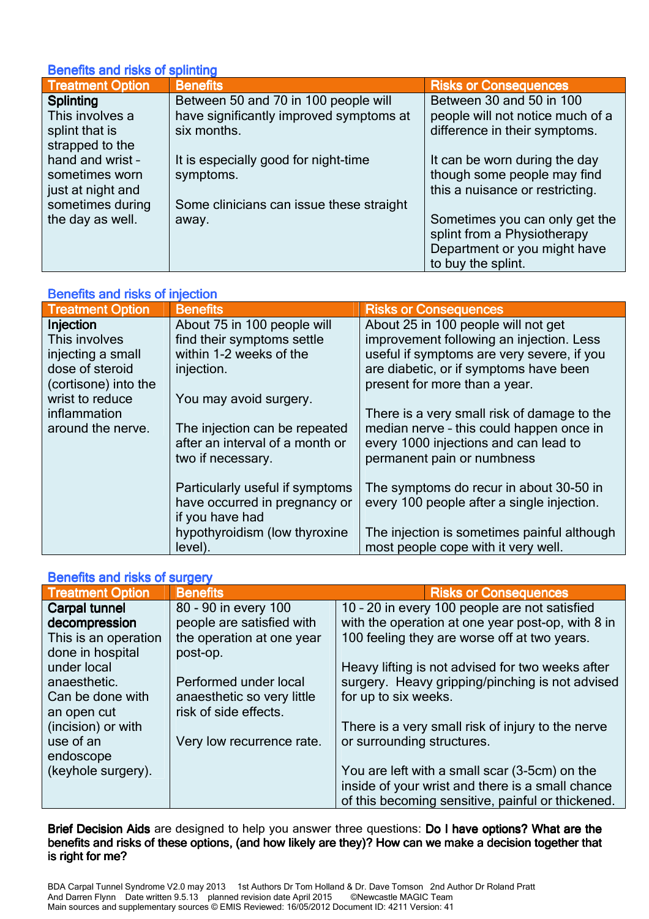### Benefits and risks of splinting

| Treatment Option | Benefits | Risks or Consequences |
|---|---|---|
| **Splinting** This involves a splint that is strapped to the hand and wrist – sometimes worn just at night and sometimes during the day as well. | Between 50 and 70 in 100 people will have significantly improved symptoms at six months.<br><br>It is especially good for night-time symptoms.<br><br>Some clinicians can issue these straight away. | Between 30 and 50 in 100 people will not notice much of a difference in their symptoms.<br><br>It can be worn during the day though some people may find this a nuisance or restricting.<br><br>Sometimes you can only get the splint from a Physiotherapy Department or you might have to buy the splint. |

### Benefits and risks of injection

| Treatment Option | Benefits | Risks or Consequences |
|---|---|---|
| **Injection** This involves injecting a small dose of steroid (cortisone) into the wrist to reduce inflammation around the nerve. | About 75 in 100 people will find their symptoms settle within 1-2 weeks of the injection.<br><br>You may avoid surgery.<br><br>The injection can be repeated after an interval of a month or two if necessary.<br><br>Particularly useful if symptoms have occurred in pregnancy or if you have had hypothyroidism (low thyroxine level). | About 25 in 100 people will not get improvement following an injection. Less useful if symptoms are very severe, if you are diabetic, or if symptoms have been present for more than a year.<br><br>There is a very small risk of damage to the median nerve – this could happen once in every 1000 injections and can lead to permanent pain or numbness<br><br>The symptoms do recur in about 30-50 in every 100 people after a single injection.<br><br>The injection is sometimes painful although most people cope with it very well. |

### Benefits and risks of surgery

| Treatment Option | Benefits | Risks or Consequences |
|---|---|---|
| **Carpal tunnel decompression** This is an operation done in hospital under local anaesthetic. Can be done with an open cut (incision) or with use of an endoscope (keyhole surgery). | 80 - 90 in every 100 people are satisfied with the operation at one year post-op.<br><br>Performed under local anaesthetic so very little risk of side effects.<br><br>Very low recurrence rate. | 10 – 20 in every 100 people are not satisfied with the operation at one year post-op, with 8 in 100 feeling they are worse off at two years.<br><br>Heavy lifting is not advised for two weeks after surgery. Heavy gripping/pinching is not advised for up to six weeks.<br><br>There is a very small risk of injury to the nerve or surrounding structures.<br><br>You are left with a small scar (3-5cm) on the inside of your wrist and there is a small chance of this becoming sensitive, painful or thickened. |

**Brief Decision Aids** are designed to help you answer three questions: **Do I have options? What are the benefits and risks of these options, (and how likely are they)? How can we make a decision together that is right for me?**

BDA Carpal Tunnel Syndrome V2.0 may 2013 1st Authors Dr Tom Holland & Dr. Dave Tomson 2nd Author Dr Roland Pratt And Darren Flynn Date written 9.5.13 planned revision date April 2015 ©Newcastle MAGIC Team
Main sources and supplementary sources © EMIS Reviewed: 16/05/2012 Document ID: 4211 Version: 41